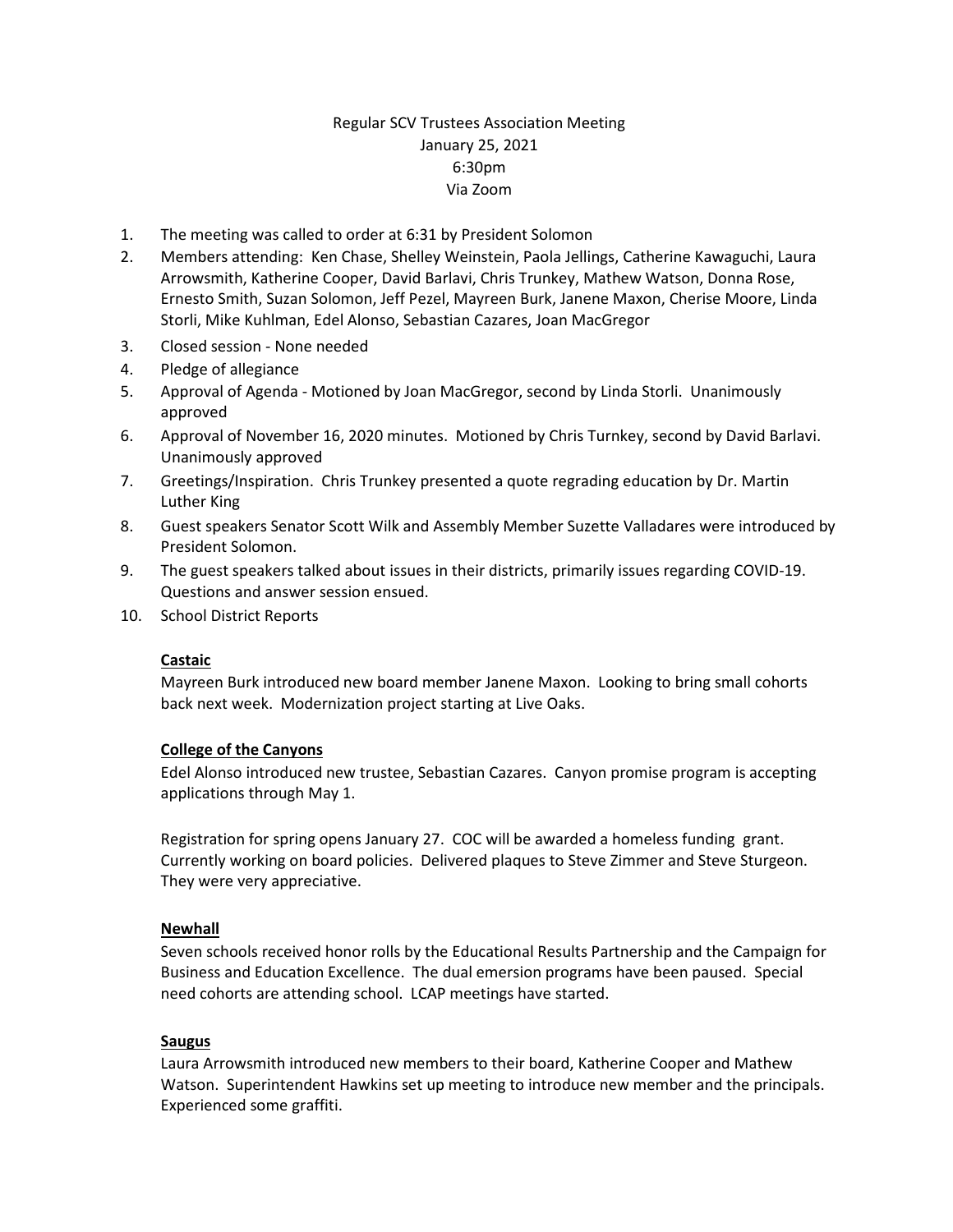Regular SCV Trustees Association Meeting
January 25, 2021
6:30pm
Via Zoom

1. The meeting was called to order at 6:31 by President Solomon
2. Members attending: Ken Chase, Shelley Weinstein, Paola Jellings, Catherine Kawaguchi, Laura Arrowsmith, Katherine Cooper, David Barlavi, Chris Trunkey, Mathew Watson, Donna Rose, Ernesto Smith, Suzan Solomon, Jeff Pezel, Mayreen Burk, Janene Maxon, Cherise Moore, Linda Storli, Mike Kuhlman, Edel Alonso, Sebastian Cazares, Joan MacGregor
3. Closed session - None needed
4. Pledge of allegiance
5. Approval of Agenda - Motioned by Joan MacGregor, second by Linda Storli. Unanimously approved
6. Approval of November 16, 2020 minutes. Motioned by Chris Turnkey, second by David Barlavi. Unanimously approved
7. Greetings/Inspiration. Chris Trunkey presented a quote regrading education by Dr. Martin Luther King
8. Guest speakers Senator Scott Wilk and Assembly Member Suzette Valladares were introduced by President Solomon.
9. The guest speakers talked about issues in their districts, primarily issues regarding COVID-19. Questions and answer session ensued.
10. School District Reports

**Castaic**

Mayreen Burk introduced new board member Janene Maxon. Looking to bring small cohorts back next week. Modernization project starting at Live Oaks.

**College of the Canyons**

Edel Alonso introduced new trustee, Sebastian Cazares. Canyon promise program is accepting applications through May 1.

Registration for spring opens January 27. COC will be awarded a homeless funding grant. Currently working on board policies. Delivered plaques to Steve Zimmer and Steve Sturgeon. They were very appreciative.

**Newhall**

Seven schools received honor rolls by the Educational Results Partnership and the Campaign for Business and Education Excellence. The dual emersion programs have been paused. Special need cohorts are attending school. LCAP meetings have started.

**Saugus**

Laura Arrowsmith introduced new members to their board, Katherine Cooper and Mathew Watson. Superintendent Hawkins set up meeting to introduce new member and the principals. Experienced some graffiti.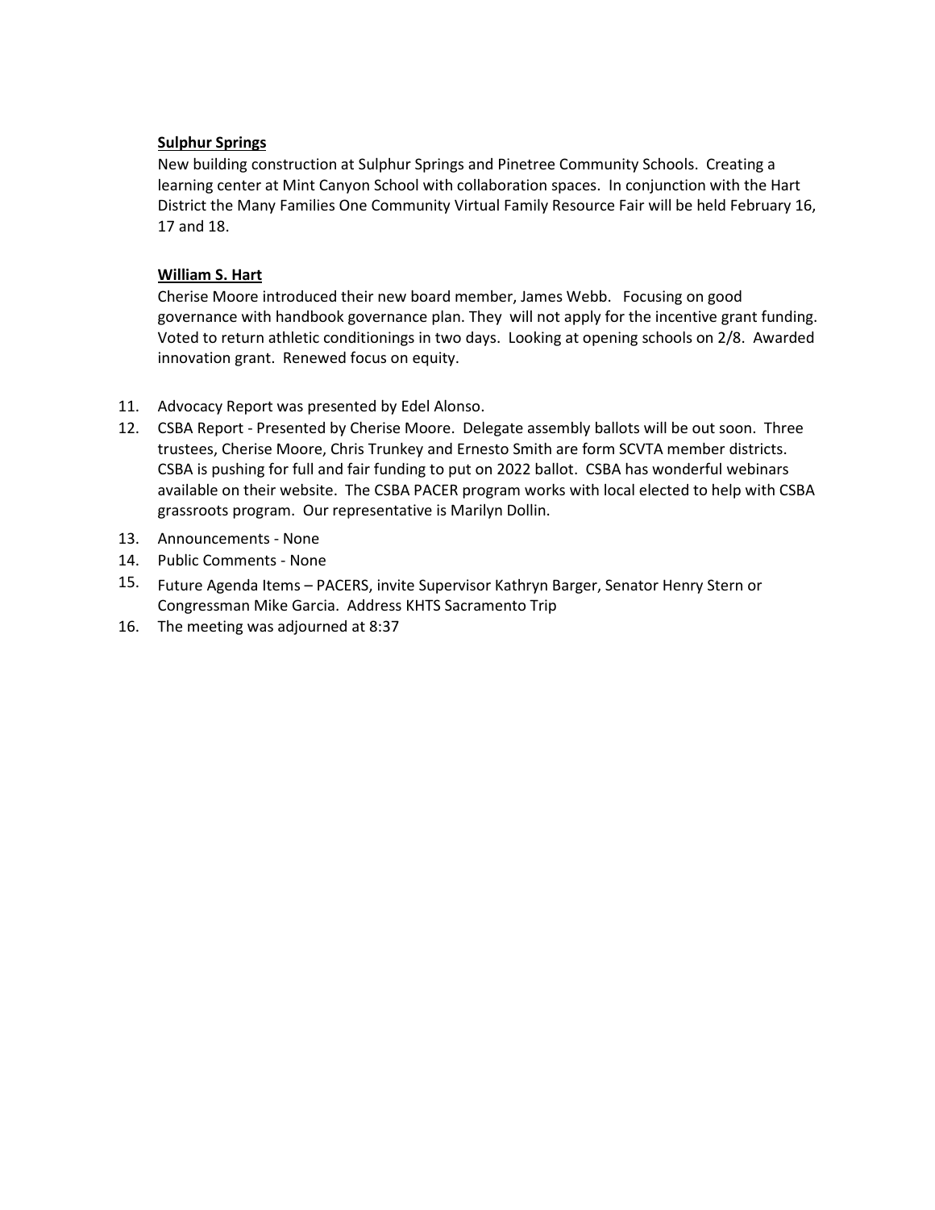**Sulphur Springs**

New building construction at Sulphur Springs and Pinetree Community Schools. Creating a learning center at Mint Canyon School with collaboration spaces. In conjunction with the Hart District the Many Families One Community Virtual Family Resource Fair will be held February 16, 17 and 18.

**William S. Hart**

Cherise Moore introduced their new board member, James Webb. Focusing on good governance with handbook governance plan. They will not apply for the incentive grant funding. Voted to return athletic conditionings in two days. Looking at opening schools on 2/8. Awarded innovation grant. Renewed focus on equity.

11. Advocacy Report was presented by Edel Alonso.
12. CSBA Report - Presented by Cherise Moore. Delegate assembly ballots will be out soon. Three trustees, Cherise Moore, Chris Trunkey and Ernesto Smith are form SCVTA member districts. CSBA is pushing for full and fair funding to put on 2022 ballot. CSBA has wonderful webinars available on their website. The CSBA PACER program works with local elected to help with CSBA grassroots program. Our representative is Marilyn Dollin.
13. Announcements - None
14. Public Comments - None
15. Future Agenda Items – PACERS, invite Supervisor Kathryn Barger, Senator Henry Stern or Congressman Mike Garcia. Address KHTS Sacramento Trip
16. The meeting was adjourned at 8:37